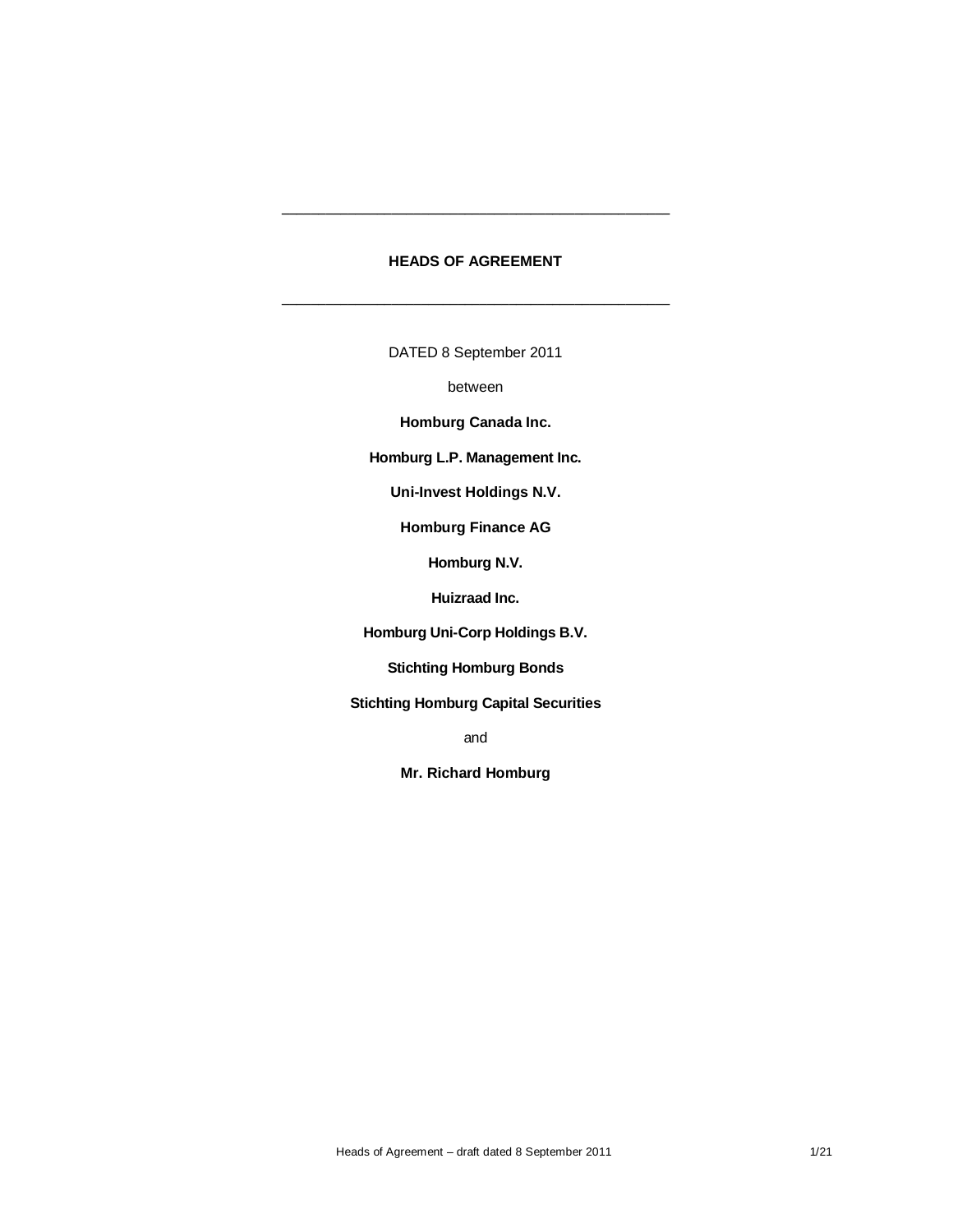---

# HEADS OF AGREEMENT

---

DATED 8 September 2011

between

**Homburg Canada Inc.**

**Homburg L.P. Management Inc.**

**Uni-Invest Holdings N.V.**

**Homburg Finance AG**

**Homburg N.V.**

**Huizraad Inc.**

**Homburg Uni-Corp Holdings B.V.**

**Stichting Homburg Bonds**

**Stichting Homburg Capital Securities**

and

**Mr. Richard Homburg**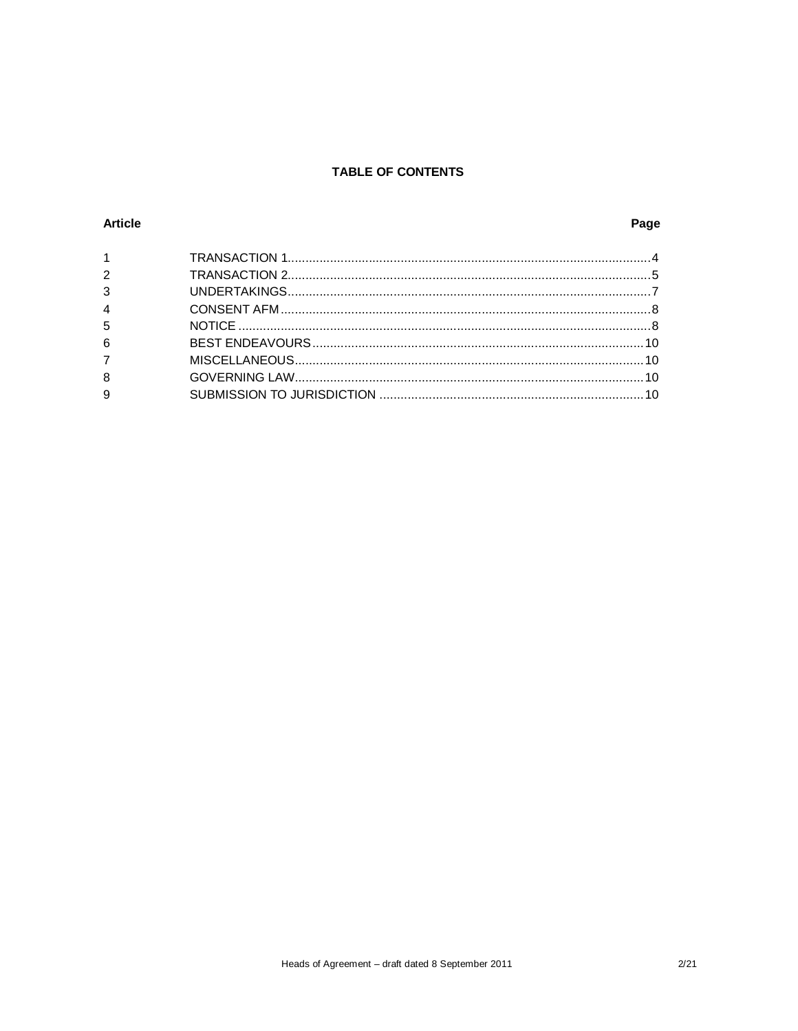**TABLE OF CONTENTS**

| Article | | Page |
|---|---|---|
| 1 | TRANSACTION 1 | 4 |
| 2 | TRANSACTION 2 | 5 |
| 3 | UNDERTAKINGS | 7 |
| 4 | CONSENT AFM | 8 |
| 5 | NOTICE | 8 |
| 6 | BEST ENDEAVOURS | 10 |
| 7 | MISCELLANEOUS | 10 |
| 8 | GOVERNING LAW | 10 |
| 9 | SUBMISSION TO JURISDICTION | 10 |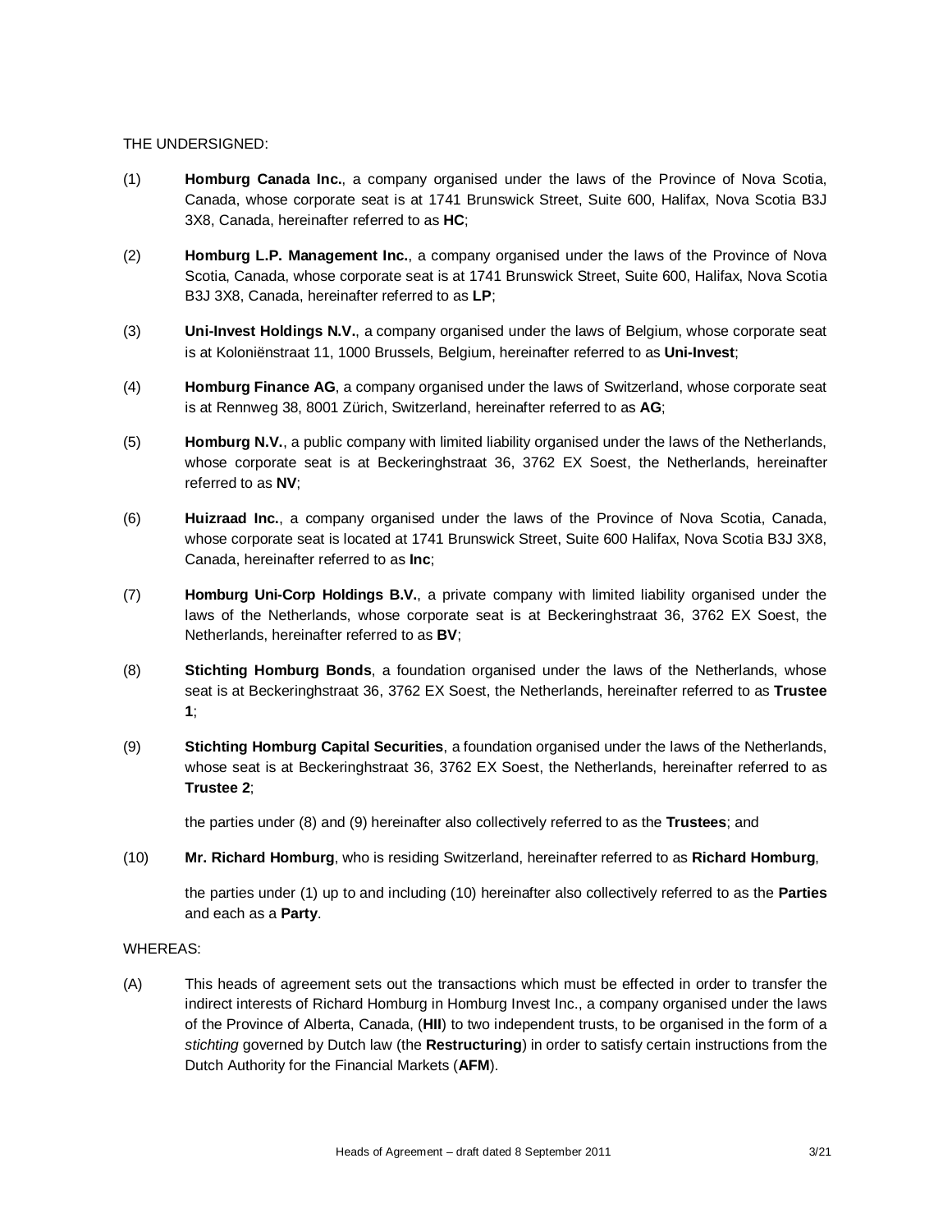THE UNDERSIGNED:

(1) **Homburg Canada Inc.**, a company organised under the laws of the Province of Nova Scotia, Canada, whose corporate seat is at 1741 Brunswick Street, Suite 600, Halifax, Nova Scotia B3J 3X8, Canada, hereinafter referred to as **HC**;

(2) **Homburg L.P. Management Inc.**, a company organised under the laws of the Province of Nova Scotia, Canada, whose corporate seat is at 1741 Brunswick Street, Suite 600, Halifax, Nova Scotia B3J 3X8, Canada, hereinafter referred to as **LP**;

(3) **Uni-Invest Holdings N.V.**, a company organised under the laws of Belgium, whose corporate seat is at Koloniënstraat 11, 1000 Brussels, Belgium, hereinafter referred to as **Uni-Invest**;

(4) **Homburg Finance AG**, a company organised under the laws of Switzerland, whose corporate seat is at Rennweg 38, 8001 Zürich, Switzerland, hereinafter referred to as **AG**;

(5) **Homburg N.V.**, a public company with limited liability organised under the laws of the Netherlands, whose corporate seat is at Beckeringhstraat 36, 3762 EX Soest, the Netherlands, hereinafter referred to as **NV**;

(6) **Huizraad Inc.**, a company organised under the laws of the Province of Nova Scotia, Canada, whose corporate seat is located at 1741 Brunswick Street, Suite 600 Halifax, Nova Scotia B3J 3X8, Canada, hereinafter referred to as **Inc**;

(7) **Homburg Uni-Corp Holdings B.V.**, a private company with limited liability organised under the laws of the Netherlands, whose corporate seat is at Beckeringhstraat 36, 3762 EX Soest, the Netherlands, hereinafter referred to as **BV**;

(8) **Stichting Homburg Bonds**, a foundation organised under the laws of the Netherlands, whose seat is at Beckeringhstraat 36, 3762 EX Soest, the Netherlands, hereinafter referred to as **Trustee 1**;

(9) **Stichting Homburg Capital Securities**, a foundation organised under the laws of the Netherlands, whose seat is at Beckeringhstraat 36, 3762 EX Soest, the Netherlands, hereinafter referred to as **Trustee 2**;

the parties under (8) and (9) hereinafter also collectively referred to as the **Trustees**; and

(10) **Mr. Richard Homburg**, who is residing Switzerland, hereinafter referred to as **Richard Homburg**,

the parties under (1) up to and including (10) hereinafter also collectively referred to as the **Parties** and each as a **Party**.

WHEREAS:

(A) This heads of agreement sets out the transactions which must be effected in order to transfer the indirect interests of Richard Homburg in Homburg Invest Inc., a company organised under the laws of the Province of Alberta, Canada, (**HII**) to two independent trusts, to be organised in the form of a *stichting* governed by Dutch law (the **Restructuring**) in order to satisfy certain instructions from the Dutch Authority for the Financial Markets (**AFM**).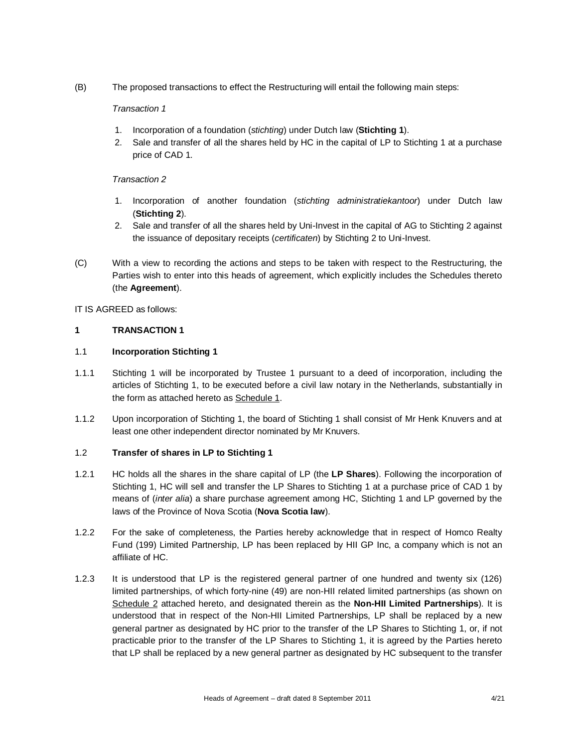(B) The proposed transactions to effect the Restructuring will entail the following main steps:

*Transaction 1*

1. Incorporation of a foundation (*stichting*) under Dutch law (**Stichting 1**).
2. Sale and transfer of all the shares held by HC in the capital of LP to Stichting 1 at a purchase price of CAD 1.

*Transaction 2*

1. Incorporation of another foundation (*stichting administratiekantoor*) under Dutch law (**Stichting 2**).
2. Sale and transfer of all the shares held by Uni-Invest in the capital of AG to Stichting 2 against the issuance of depositary receipts (*certificaten*) by Stichting 2 to Uni-Invest.

(C) With a view to recording the actions and steps to be taken with respect to the Restructuring, the Parties wish to enter into this heads of agreement, which explicitly includes the Schedules thereto (the **Agreement**).

IT IS AGREED as follows:

## 1 TRANSACTION 1

### 1.1 Incorporation Stichting 1

1.1.1 Stichting 1 will be incorporated by Trustee 1 pursuant to a deed of incorporation, including the articles of Stichting 1, to be executed before a civil law notary in the Netherlands, substantially in the form as attached hereto as Schedule 1.

1.1.2 Upon incorporation of Stichting 1, the board of Stichting 1 shall consist of Mr Henk Knuvers and at least one other independent director nominated by Mr Knuvers.

### 1.2 Transfer of shares in LP to Stichting 1

1.2.1 HC holds all the shares in the share capital of LP (the **LP Shares**). Following the incorporation of Stichting 1, HC will sell and transfer the LP Shares to Stichting 1 at a purchase price of CAD 1 by means of (*inter alia*) a share purchase agreement among HC, Stichting 1 and LP governed by the laws of the Province of Nova Scotia (**Nova Scotia law**).

1.2.2 For the sake of completeness, the Parties hereby acknowledge that in respect of Homco Realty Fund (199) Limited Partnership, LP has been replaced by HII GP Inc, a company which is not an affiliate of HC.

1.2.3 It is understood that LP is the registered general partner of one hundred and twenty six (126) limited partnerships, of which forty-nine (49) are non-HII related limited partnerships (as shown on Schedule 2 attached hereto, and designated therein as the **Non-HII Limited Partnerships**). It is understood that in respect of the Non-HII Limited Partnerships, LP shall be replaced by a new general partner as designated by HC prior to the transfer of the LP Shares to Stichting 1, or, if not practicable prior to the transfer of the LP Shares to Stichting 1, it is agreed by the Parties hereto that LP shall be replaced by a new general partner as designated by HC subsequent to the transfer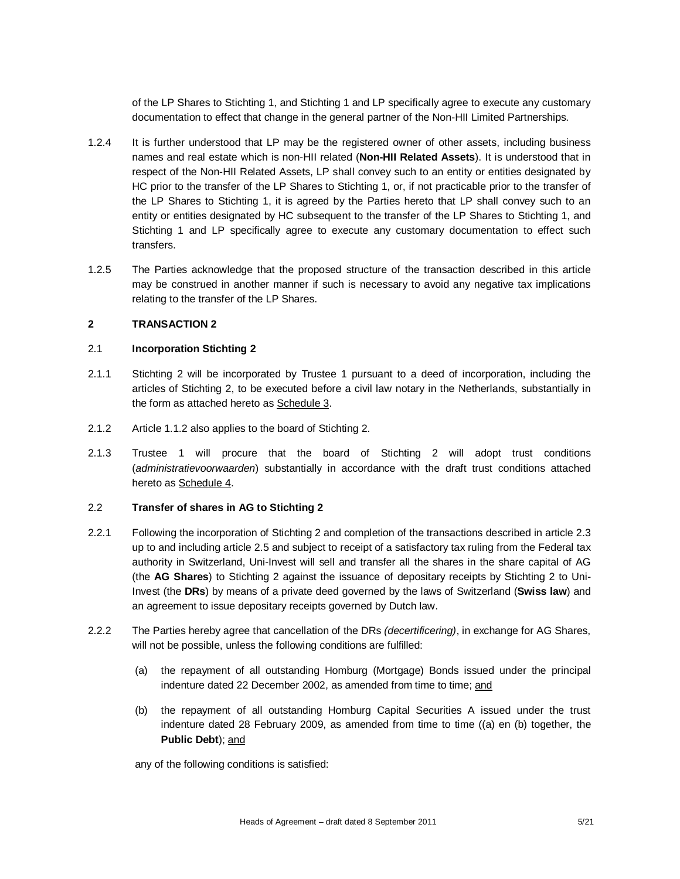of the LP Shares to Stichting 1, and Stichting 1 and LP specifically agree to execute any customary documentation to effect that change in the general partner of the Non-HII Limited Partnerships.

1.2.4 It is further understood that LP may be the registered owner of other assets, including business names and real estate which is non-HII related (**Non-HII Related Assets**). It is understood that in respect of the Non-HII Related Assets, LP shall convey such to an entity or entities designated by HC prior to the transfer of the LP Shares to Stichting 1, or, if not practicable prior to the transfer of the LP Shares to Stichting 1, it is agreed by the Parties hereto that LP shall convey such to an entity or entities designated by HC subsequent to the transfer of the LP Shares to Stichting 1, and Stichting 1 and LP specifically agree to execute any customary documentation to effect such transfers.

1.2.5 The Parties acknowledge that the proposed structure of the transaction described in this article may be construed in another manner if such is necessary to avoid any negative tax implications relating to the transfer of the LP Shares.

## 2 TRANSACTION 2

### 2.1 Incorporation Stichting 2

2.1.1 Stichting 2 will be incorporated by Trustee 1 pursuant to a deed of incorporation, including the articles of Stichting 2, to be executed before a civil law notary in the Netherlands, substantially in the form as attached hereto as <u>Schedule 3</u>.

2.1.2 Article 1.1.2 also applies to the board of Stichting 2.

2.1.3 Trustee 1 will procure that the board of Stichting 2 will adopt trust conditions (*administratievoorwaarden*) substantially in accordance with the draft trust conditions attached hereto as <u>Schedule 4</u>.

### 2.2 Transfer of shares in AG to Stichting 2

2.2.1 Following the incorporation of Stichting 2 and completion of the transactions described in article 2.3 up to and including article 2.5 and subject to receipt of a satisfactory tax ruling from the Federal tax authority in Switzerland, Uni-Invest will sell and transfer all the shares in the share capital of AG (the **AG Shares**) to Stichting 2 against the issuance of depositary receipts by Stichting 2 to Uni-Invest (the **DRs**) by means of a private deed governed by the laws of Switzerland (**Swiss law**) and an agreement to issue depositary receipts governed by Dutch law.

2.2.2 The Parties hereby agree that cancellation of the DRs *(decertificering)*, in exchange for AG Shares, will not be possible, unless the following conditions are fulfilled:

(a) the repayment of all outstanding Homburg (Mortgage) Bonds issued under the principal indenture dated 22 December 2002, as amended from time to time; <u>and</u>

(b) the repayment of all outstanding Homburg Capital Securities A issued under the trust indenture dated 28 February 2009, as amended from time to time ((a) en (b) together, the **Public Debt**); <u>and</u>

any of the following conditions is satisfied: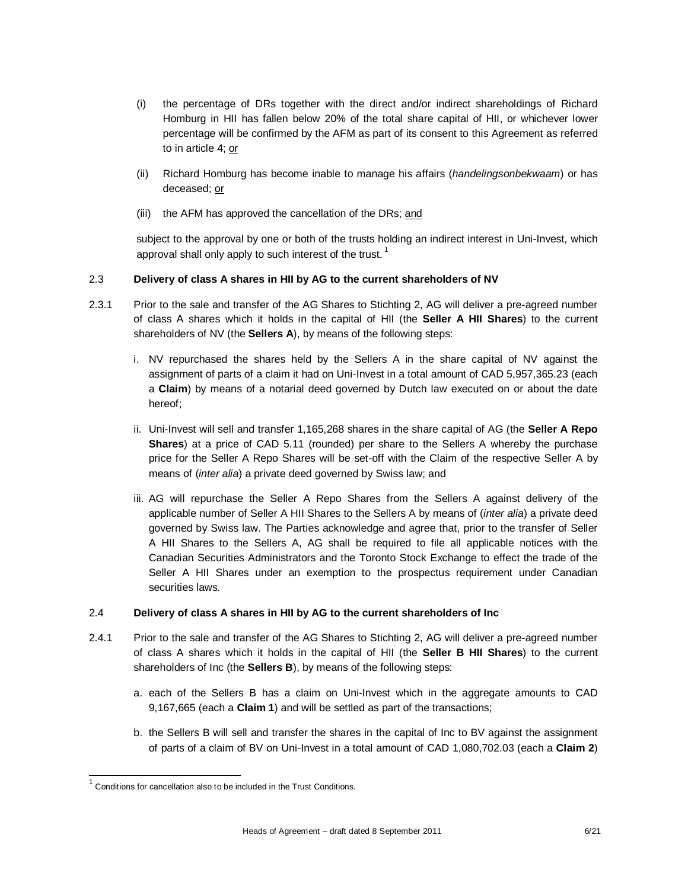(i) the percentage of DRs together with the direct and/or indirect shareholdings of Richard Homburg in HII has fallen below 20% of the total share capital of HII, or whichever lower percentage will be confirmed by the AFM as part of its consent to this Agreement as referred to in article 4; <u>or</u>

(ii) Richard Homburg has become inable to manage his affairs (*handelingsonbekwaam*) or has deceased; <u>or</u>

(iii) the AFM has approved the cancellation of the DRs; <u>and</u>

subject to the approval by one or both of the trusts holding an indirect interest in Uni-Invest, which approval shall only apply to such interest of the trust. [1]

### 2.3 Delivery of class A shares in HII by AG to the current shareholders of NV

2.3.1 Prior to the sale and transfer of the AG Shares to Stichting 2, AG will deliver a pre-agreed number of class A shares which it holds in the capital of HII (the **Seller A HII Shares**) to the current shareholders of NV (the **Sellers A**), by means of the following steps:

i. NV repurchased the shares held by the Sellers A in the share capital of NV against the assignment of parts of a claim it had on Uni-Invest in a total amount of CAD 5,957,365.23 (each a **Claim**) by means of a notarial deed governed by Dutch law executed on or about the date hereof;

ii. Uni-Invest will sell and transfer 1,165,268 shares in the share capital of AG (the **Seller A Repo Shares**) at a price of CAD 5.11 (rounded) per share to the Sellers A whereby the purchase price for the Seller A Repo Shares will be set-off with the Claim of the respective Seller A by means of (*inter alia*) a private deed governed by Swiss law; and

iii. AG will repurchase the Seller A Repo Shares from the Sellers A against delivery of the applicable number of Seller A HII Shares to the Sellers A by means of (*inter alia*) a private deed governed by Swiss law. The Parties acknowledge and agree that, prior to the transfer of Seller A HII Shares to the Sellers A, AG shall be required to file all applicable notices with the Canadian Securities Administrators and the Toronto Stock Exchange to effect the trade of the Seller A HII Shares under an exemption to the prospectus requirement under Canadian securities laws.

### 2.4 Delivery of class A shares in HII by AG to the current shareholders of Inc

2.4.1 Prior to the sale and transfer of the AG Shares to Stichting 2, AG will deliver a pre-agreed number of class A shares which it holds in the capital of HII (the **Seller B HII Shares**) to the current shareholders of Inc (the **Sellers B**), by means of the following steps:

a. each of the Sellers B has a claim on Uni-Invest which in the aggregate amounts to CAD 9,167,665 (each a **Claim 1**) and will be settled as part of the transactions;

b. the Sellers B will sell and transfer the shares in the capital of Inc to BV against the assignment of parts of a claim of BV on Uni-Invest in a total amount of CAD 1,080,702.03 (each a **Claim 2**)

---

[1] Conditions for cancellation also to be included in the Trust Conditions.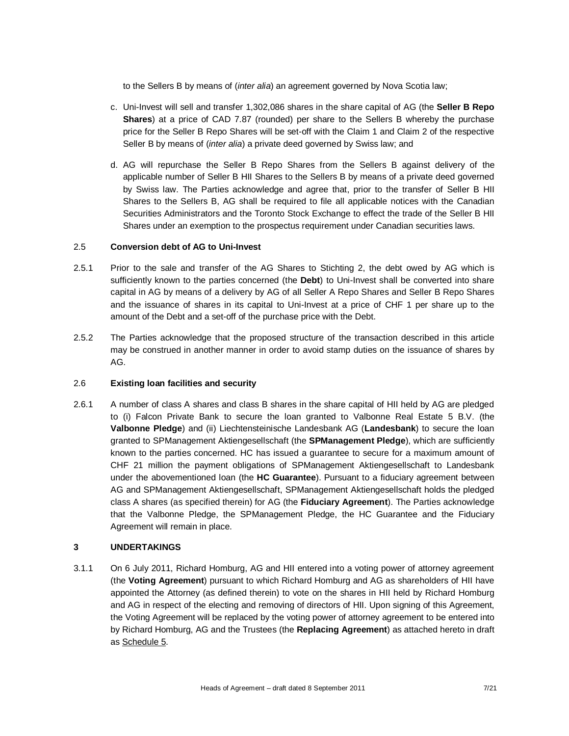to the Sellers B by means of (*inter alia*) an agreement governed by Nova Scotia law;

c. Uni-Invest will sell and transfer 1,302,086 shares in the share capital of AG (the **Seller B Repo Shares**) at a price of CAD 7.87 (rounded) per share to the Sellers B whereby the purchase price for the Seller B Repo Shares will be set-off with the Claim 1 and Claim 2 of the respective Seller B by means of (*inter alia*) a private deed governed by Swiss law; and

d. AG will repurchase the Seller B Repo Shares from the Sellers B against delivery of the applicable number of Seller B HII Shares to the Sellers B by means of a private deed governed by Swiss law. The Parties acknowledge and agree that, prior to the transfer of Seller B HII Shares to the Sellers B, AG shall be required to file all applicable notices with the Canadian Securities Administrators and the Toronto Stock Exchange to effect the trade of the Seller B HII Shares under an exemption to the prospectus requirement under Canadian securities laws.

### 2.5 Conversion debt of AG to Uni-Invest

2.5.1 Prior to the sale and transfer of the AG Shares to Stichting 2, the debt owed by AG which is sufficiently known to the parties concerned (the **Debt**) to Uni-Invest shall be converted into share capital in AG by means of a delivery by AG of all Seller A Repo Shares and Seller B Repo Shares and the issuance of shares in its capital to Uni-Invest at a price of CHF 1 per share up to the amount of the Debt and a set-off of the purchase price with the Debt.

2.5.2 The Parties acknowledge that the proposed structure of the transaction described in this article may be construed in another manner in order to avoid stamp duties on the issuance of shares by AG.

### 2.6 Existing loan facilities and security

2.6.1 A number of class A shares and class B shares in the share capital of HII held by AG are pledged to (i) Falcon Private Bank to secure the loan granted to Valbonne Real Estate 5 B.V. (the **Valbonne Pledge**) and (ii) Liechtensteinische Landesbank AG (**Landesbank**) to secure the loan granted to SPManagement Aktiengesellschaft (the **SPManagement Pledge**), which are sufficiently known to the parties concerned. HC has issued a guarantee to secure for a maximum amount of CHF 21 million the payment obligations of SPManagement Aktiengesellschaft to Landesbank under the abovementioned loan (the **HC Guarantee**). Pursuant to a fiduciary agreement between AG and SPManagement Aktiengesellschaft, SPManagement Aktiengesellschaft holds the pledged class A shares (as specified therein) for AG (the **Fiduciary Agreement**). The Parties acknowledge that the Valbonne Pledge, the SPManagement Pledge, the HC Guarantee and the Fiduciary Agreement will remain in place.

## 3 UNDERTAKINGS

3.1.1 On 6 July 2011, Richard Homburg, AG and HII entered into a voting power of attorney agreement (the **Voting Agreement**) pursuant to which Richard Homburg and AG as shareholders of HII have appointed the Attorney (as defined therein) to vote on the shares in HII held by Richard Homburg and AG in respect of the electing and removing of directors of HII. Upon signing of this Agreement, the Voting Agreement will be replaced by the voting power of attorney agreement to be entered into by Richard Homburg, AG and the Trustees (the **Replacing Agreement**) as attached hereto in draft as Schedule 5.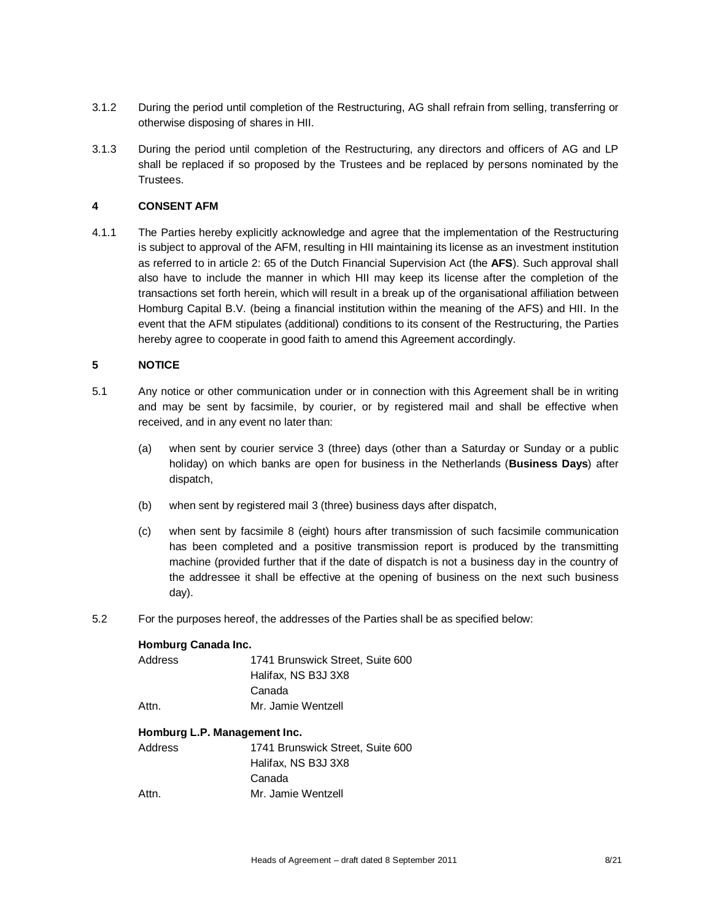3.1.2 During the period until completion of the Restructuring, AG shall refrain from selling, transferring or otherwise disposing of shares in HII.

3.1.3 During the period until completion of the Restructuring, any directors and officers of AG and LP shall be replaced if so proposed by the Trustees and be replaced by persons nominated by the Trustees.

## 4 CONSENT AFM

4.1.1 The Parties hereby explicitly acknowledge and agree that the implementation of the Restructuring is subject to approval of the AFM, resulting in HII maintaining its license as an investment institution as referred to in article 2: 65 of the Dutch Financial Supervision Act (the **AFS**). Such approval shall also have to include the manner in which HII may keep its license after the completion of the transactions set forth herein, which will result in a break up of the organisational affiliation between Homburg Capital B.V. (being a financial institution within the meaning of the AFS) and HII. In the event that the AFM stipulates (additional) conditions to its consent of the Restructuring, the Parties hereby agree to cooperate in good faith to amend this Agreement accordingly.

## 5 NOTICE

5.1 Any notice or other communication under or in connection with this Agreement shall be in writing and may be sent by facsimile, by courier, or by registered mail and shall be effective when received, and in any event no later than:

(a) when sent by courier service 3 (three) days (other than a Saturday or Sunday or a public holiday) on which banks are open for business in the Netherlands (**Business Days**) after dispatch,

(b) when sent by registered mail 3 (three) business days after dispatch,

(c) when sent by facsimile 8 (eight) hours after transmission of such facsimile communication has been completed and a positive transmission report is produced by the transmitting machine (provided further that if the date of dispatch is not a business day in the country of the addressee it shall be effective at the opening of business on the next such business day).

5.2 For the purposes hereof, the addresses of the Parties shall be as specified below:

**Homburg Canada Inc.**

Address 1741 Brunswick Street, Suite 600
Halifax, NS B3J 3X8
Canada

Attn. Mr. Jamie Wentzell

**Homburg L.P. Management Inc.**

Address 1741 Brunswick Street, Suite 600
Halifax, NS B3J 3X8
Canada

Attn. Mr. Jamie Wentzell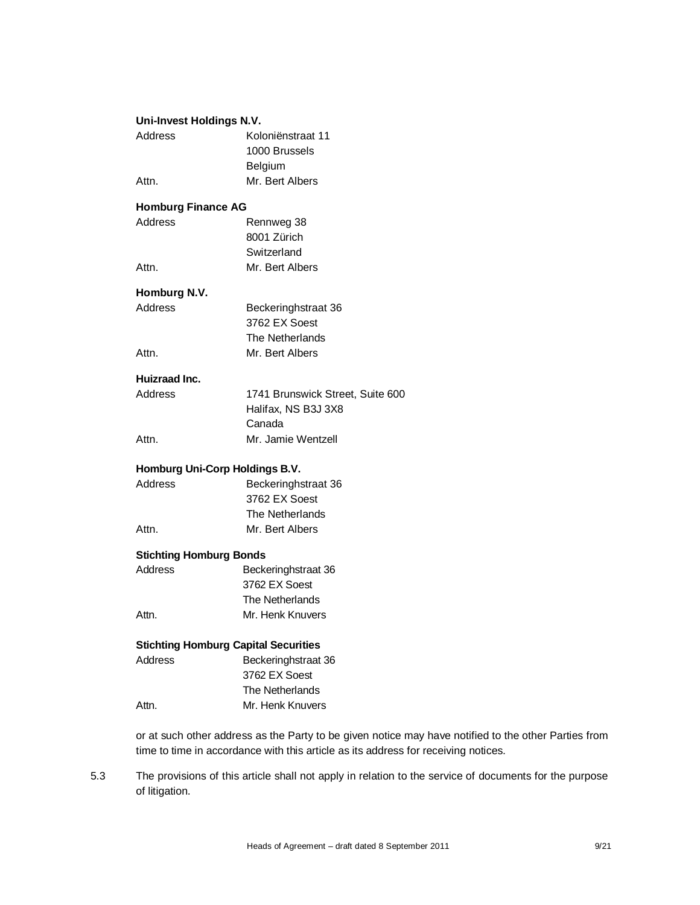**Uni-Invest Holdings N.V.**

| | |
|---|---|
| Address | Koloniënstraat 11<br>1000 Brussels<br>Belgium |
| Attn. | Mr. Bert Albers |

**Homburg Finance AG**

| | |
|---|---|
| Address | Rennweg 38<br>8001 Zürich<br>Switzerland |
| Attn. | Mr. Bert Albers |

**Homburg N.V.**

| | |
|---|---|
| Address | Beckeringhstraat 36<br>3762 EX Soest<br>The Netherlands |
| Attn. | Mr. Bert Albers |

**Huizraad Inc.**

| | |
|---|---|
| Address | 1741 Brunswick Street, Suite 600<br>Halifax, NS B3J 3X8<br>Canada |
| Attn. | Mr. Jamie Wentzell |

**Homburg Uni-Corp Holdings B.V.**

| | |
|---|---|
| Address | Beckeringhstraat 36<br>3762 EX Soest<br>The Netherlands |
| Attn. | Mr. Bert Albers |

**Stichting Homburg Bonds**

| | |
|---|---|
| Address | Beckeringhstraat 36<br>3762 EX Soest<br>The Netherlands |
| Attn. | Mr. Henk Knuvers |

**Stichting Homburg Capital Securities**

| | |
|---|---|
| Address | Beckeringhstraat 36<br>3762 EX Soest<br>The Netherlands |
| Attn. | Mr. Henk Knuvers |

or at such other address as the Party to be given notice may have notified to the other Parties from time to time in accordance with this article as its address for receiving notices.

5.3 The provisions of this article shall not apply in relation to the service of documents for the purpose of litigation.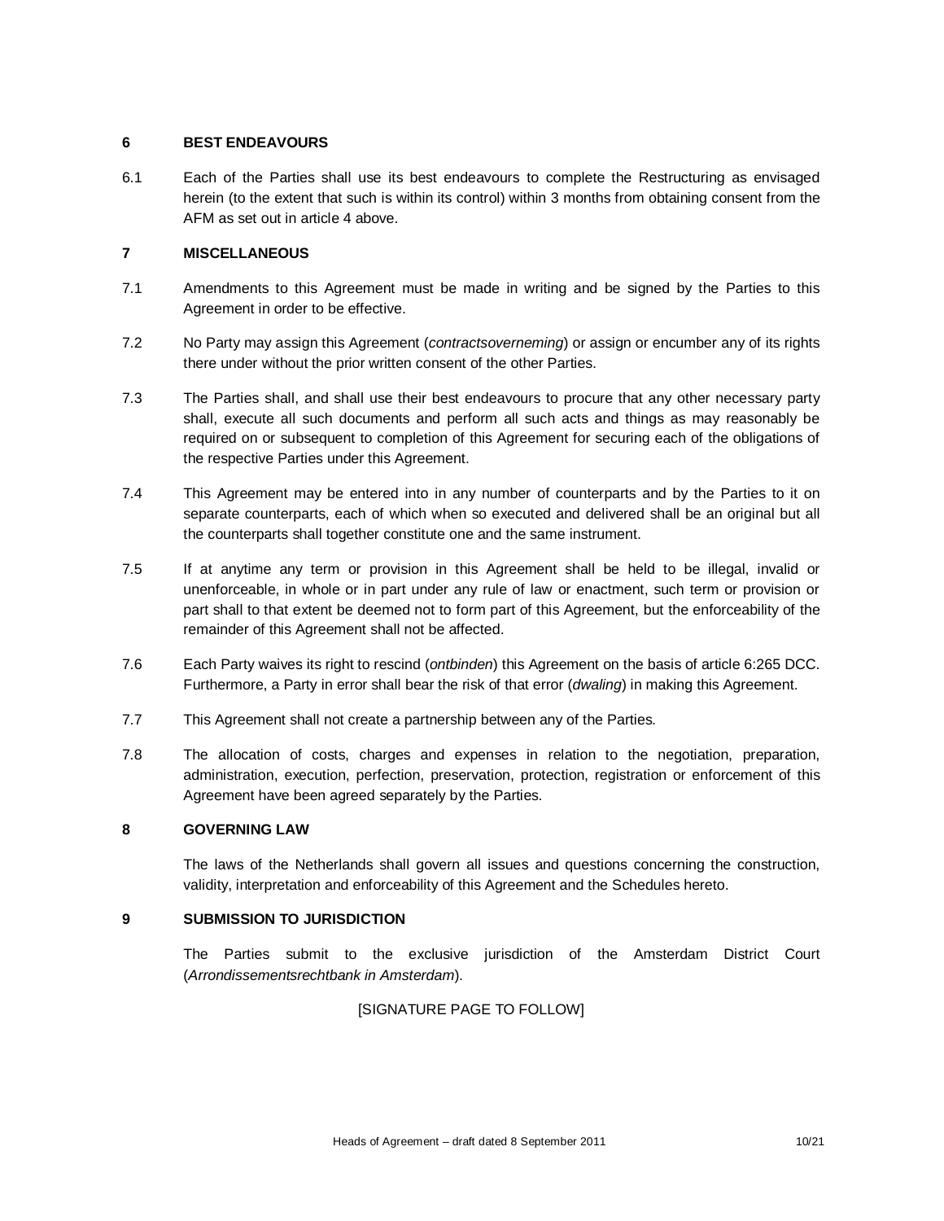## 6 BEST ENDEAVOURS

6.1 Each of the Parties shall use its best endeavours to complete the Restructuring as envisaged herein (to the extent that such is within its control) within 3 months from obtaining consent from the AFM as set out in article 4 above.

## 7 MISCELLANEOUS

7.1 Amendments to this Agreement must be made in writing and be signed by the Parties to this Agreement in order to be effective.

7.2 No Party may assign this Agreement (*contractsoverneming*) or assign or encumber any of its rights there under without the prior written consent of the other Parties.

7.3 The Parties shall, and shall use their best endeavours to procure that any other necessary party shall, execute all such documents and perform all such acts and things as may reasonably be required on or subsequent to completion of this Agreement for securing each of the obligations of the respective Parties under this Agreement.

7.4 This Agreement may be entered into in any number of counterparts and by the Parties to it on separate counterparts, each of which when so executed and delivered shall be an original but all the counterparts shall together constitute one and the same instrument.

7.5 If at anytime any term or provision in this Agreement shall be held to be illegal, invalid or unenforceable, in whole or in part under any rule of law or enactment, such term or provision or part shall to that extent be deemed not to form part of this Agreement, but the enforceability of the remainder of this Agreement shall not be affected.

7.6 Each Party waives its right to rescind (*ontbinden*) this Agreement on the basis of article 6:265 DCC. Furthermore, a Party in error shall bear the risk of that error (*dwaling*) in making this Agreement.

7.7 This Agreement shall not create a partnership between any of the Parties.

7.8 The allocation of costs, charges and expenses in relation to the negotiation, preparation, administration, execution, perfection, preservation, protection, registration or enforcement of this Agreement have been agreed separately by the Parties.

## 8 GOVERNING LAW

The laws of the Netherlands shall govern all issues and questions concerning the construction, validity, interpretation and enforceability of this Agreement and the Schedules hereto.

## 9 SUBMISSION TO JURISDICTION

The Parties submit to the exclusive jurisdiction of the Amsterdam District Court (*Arrondissementsrechtbank in Amsterdam*).

[SIGNATURE PAGE TO FOLLOW]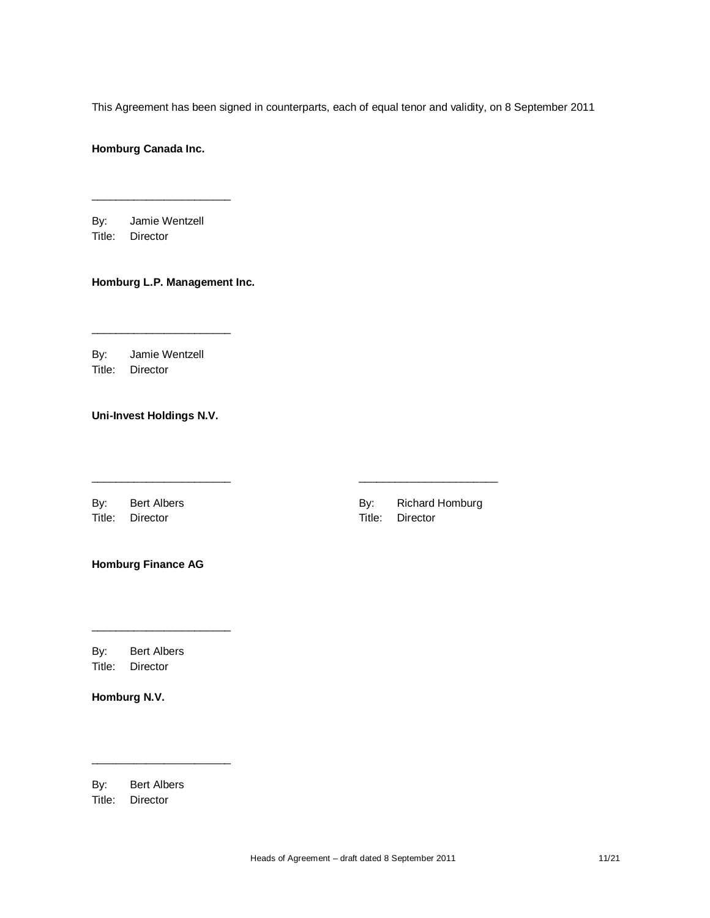This Agreement has been signed in counterparts, each of equal tenor and validity, on 8 September 2011

**Homburg Canada Inc.**

_______________________

By: Jamie Wentzell
Title: Director

**Homburg L.P. Management Inc.**

_______________________

By: Jamie Wentzell
Title: Director

**Uni-Invest Holdings N.V.**

_______________________

By: Bert Albers
Title: Director

_______________________

By: Richard Homburg
Title: Director

**Homburg Finance AG**

_______________________

By: Bert Albers
Title: Director

**Homburg N.V.**

_______________________

By: Bert Albers
Title: Director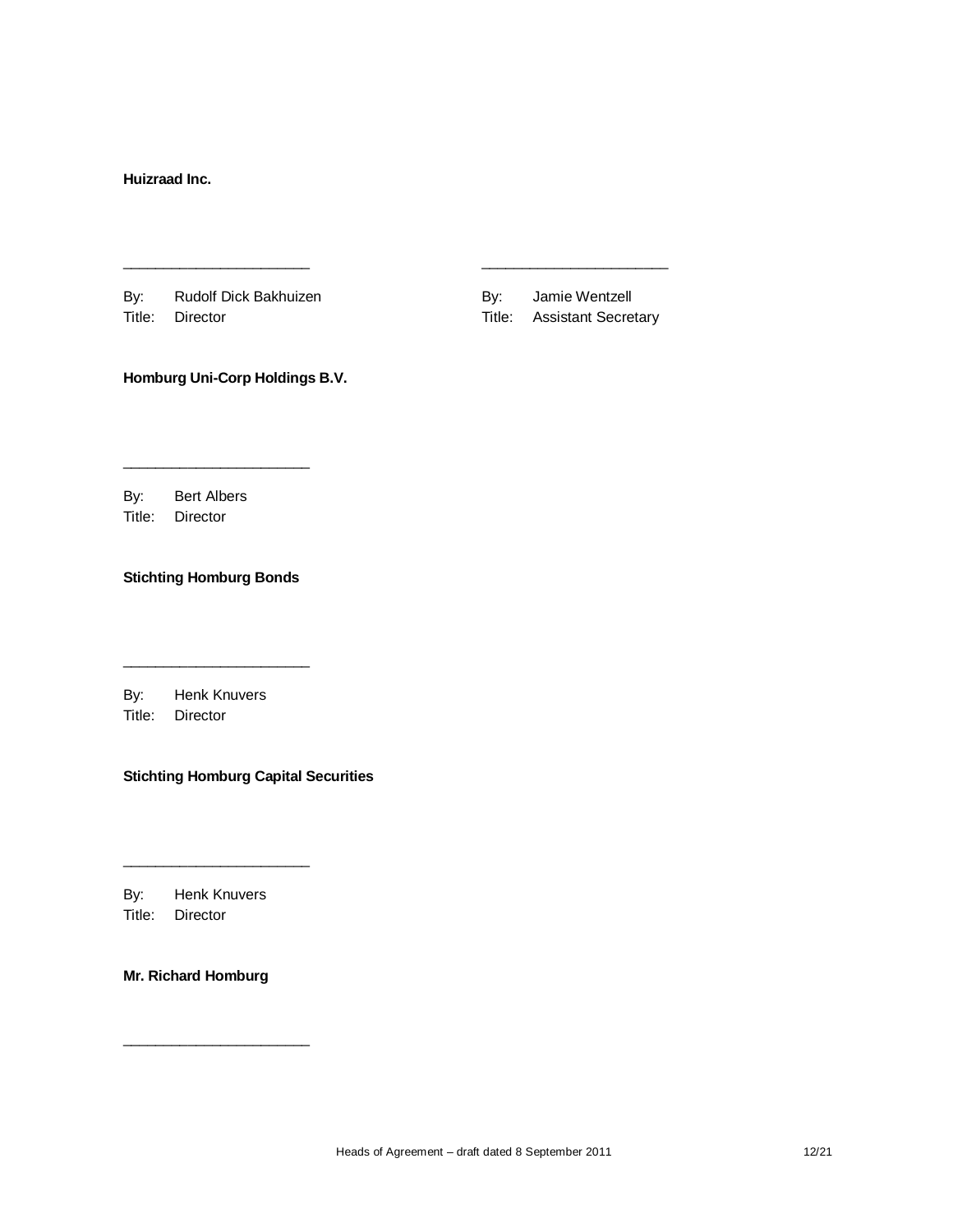**Huizraad Inc.**

_______________________  _______________________

By: Rudolf Dick Bakhuizen  
Title: Director

By: Jamie Wentzell  
Title: Assistant Secretary

**Homburg Uni-Corp Holdings B.V.**

_______________________

By: Bert Albers  
Title: Director

**Stichting Homburg Bonds**

_______________________

By: Henk Knuvers  
Title: Director

**Stichting Homburg Capital Securities**

_______________________

By: Henk Knuvers  
Title: Director

**Mr. Richard Homburg**

_______________________

Heads of Agreement – draft dated 8 September 2011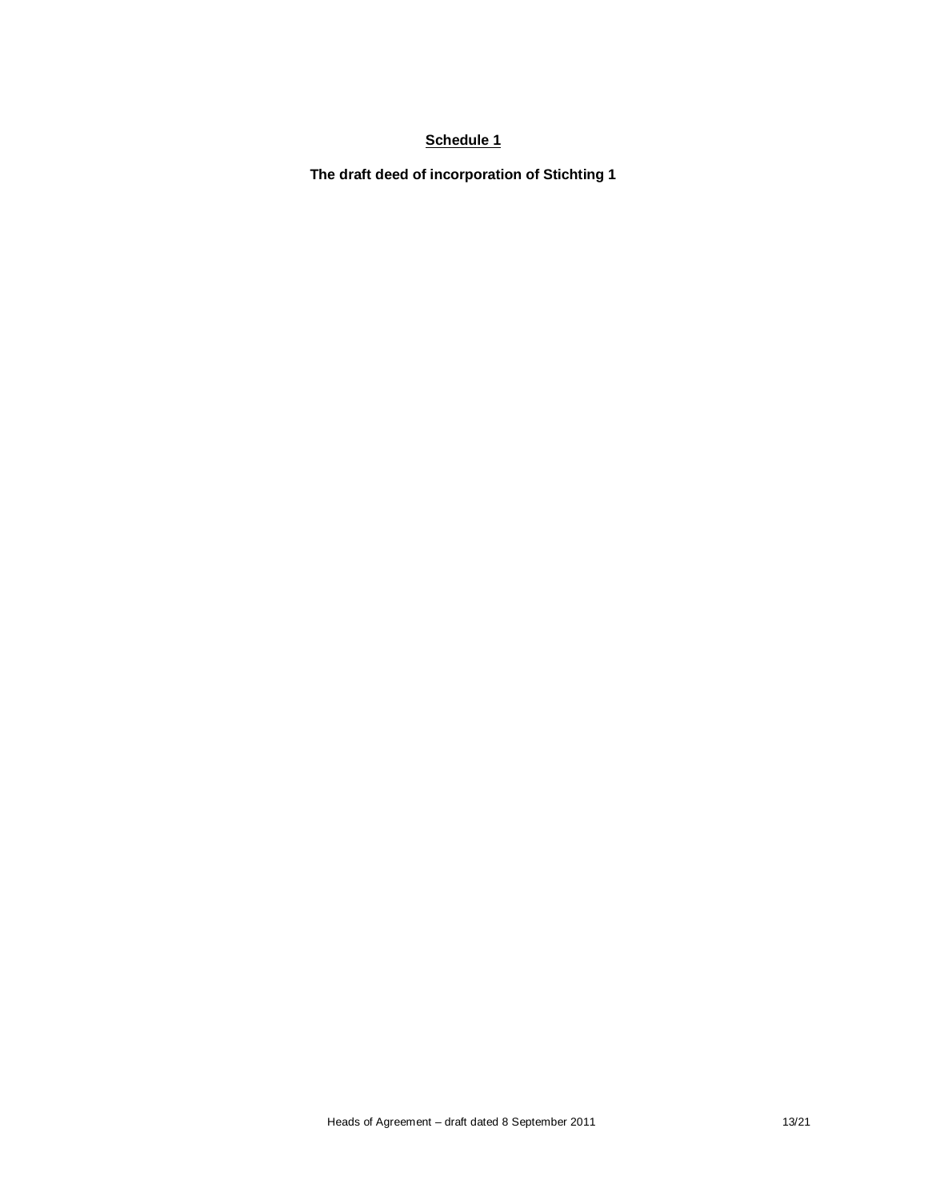**<u>Schedule 1</u>**

**The draft deed of incorporation of Stichting 1**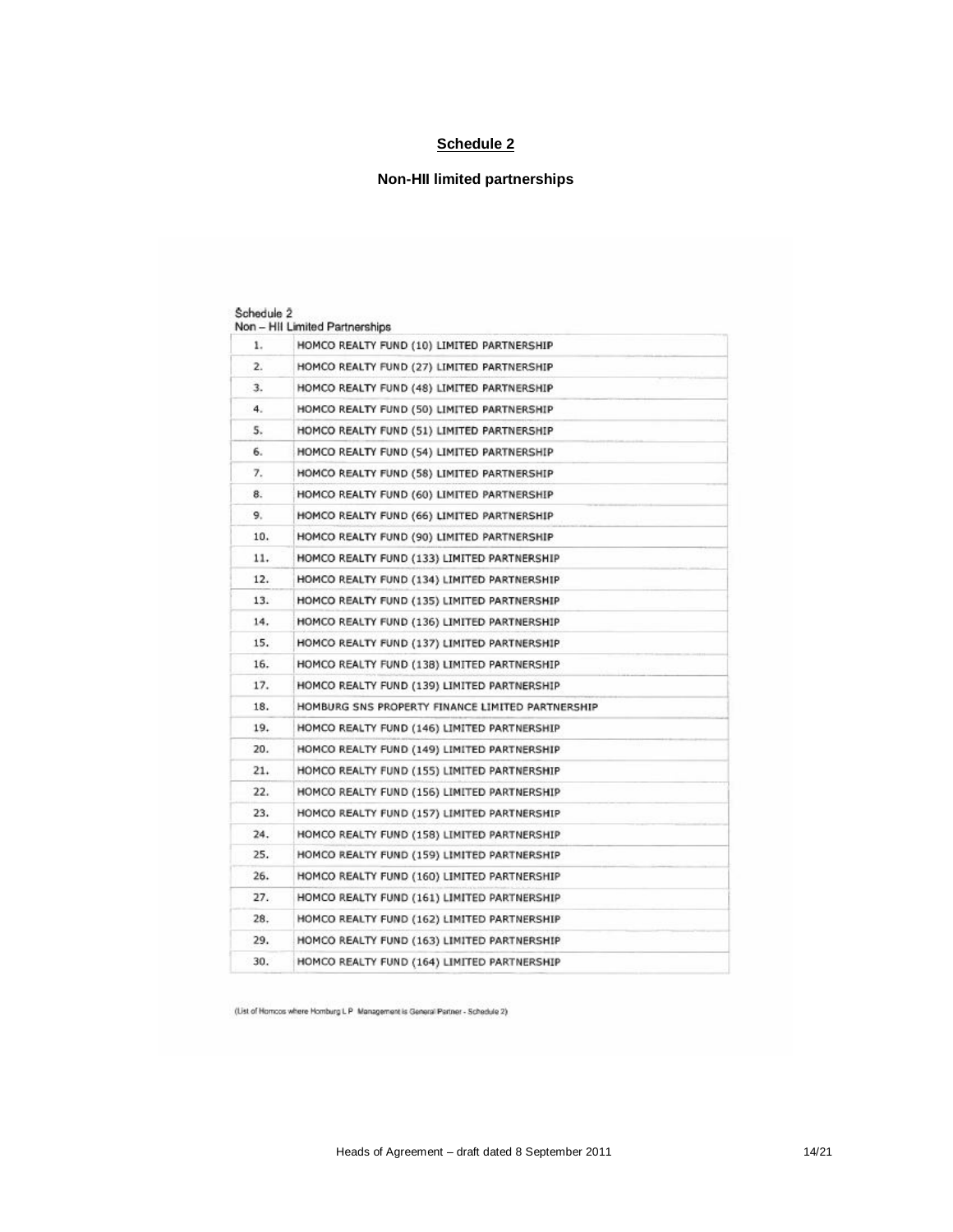## Schedule 2

### Non-HII limited partnerships

Schedule 2
Non – HII Limited Partnerships

| | |
|---|---|
| 1. | HOMCO REALTY FUND (10) LIMITED PARTNERSHIP |
| 2. | HOMCO REALTY FUND (27) LIMITED PARTNERSHIP |
| 3. | HOMCO REALTY FUND (48) LIMITED PARTNERSHIP |
| 4. | HOMCO REALTY FUND (50) LIMITED PARTNERSHIP |
| 5. | HOMCO REALTY FUND (51) LIMITED PARTNERSHIP |
| 6. | HOMCO REALTY FUND (54) LIMITED PARTNERSHIP |
| 7. | HOMCO REALTY FUND (58) LIMITED PARTNERSHIP |
| 8. | HOMCO REALTY FUND (60) LIMITED PARTNERSHIP |
| 9. | HOMCO REALTY FUND (66) LIMITED PARTNERSHIP |
| 10. | HOMCO REALTY FUND (90) LIMITED PARTNERSHIP |
| 11. | HOMCO REALTY FUND (133) LIMITED PARTNERSHIP |
| 12. | HOMCO REALTY FUND (134) LIMITED PARTNERSHIP |
| 13. | HOMCO REALTY FUND (135) LIMITED PARTNERSHIP |
| 14. | HOMCO REALTY FUND (136) LIMITED PARTNERSHIP |
| 15. | HOMCO REALTY FUND (137) LIMITED PARTNERSHIP |
| 16. | HOMCO REALTY FUND (138) LIMITED PARTNERSHIP |
| 17. | HOMCO REALTY FUND (139) LIMITED PARTNERSHIP |
| 18. | HOMBURG SNS PROPERTY FINANCE LIMITED PARTNERSHIP |
| 19. | HOMCO REALTY FUND (146) LIMITED PARTNERSHIP |
| 20. | HOMCO REALTY FUND (149) LIMITED PARTNERSHIP |
| 21. | HOMCO REALTY FUND (155) LIMITED PARTNERSHIP |
| 22. | HOMCO REALTY FUND (156) LIMITED PARTNERSHIP |
| 23. | HOMCO REALTY FUND (157) LIMITED PARTNERSHIP |
| 24. | HOMCO REALTY FUND (158) LIMITED PARTNERSHIP |
| 25. | HOMCO REALTY FUND (159) LIMITED PARTNERSHIP |
| 26. | HOMCO REALTY FUND (160) LIMITED PARTNERSHIP |
| 27. | HOMCO REALTY FUND (161) LIMITED PARTNERSHIP |
| 28. | HOMCO REALTY FUND (162) LIMITED PARTNERSHIP |
| 29. | HOMCO REALTY FUND (163) LIMITED PARTNERSHIP |
| 30. | HOMCO REALTY FUND (164) LIMITED PARTNERSHIP |

(List of Homcos where Homburg L P Management is General Partner - Schedule 2)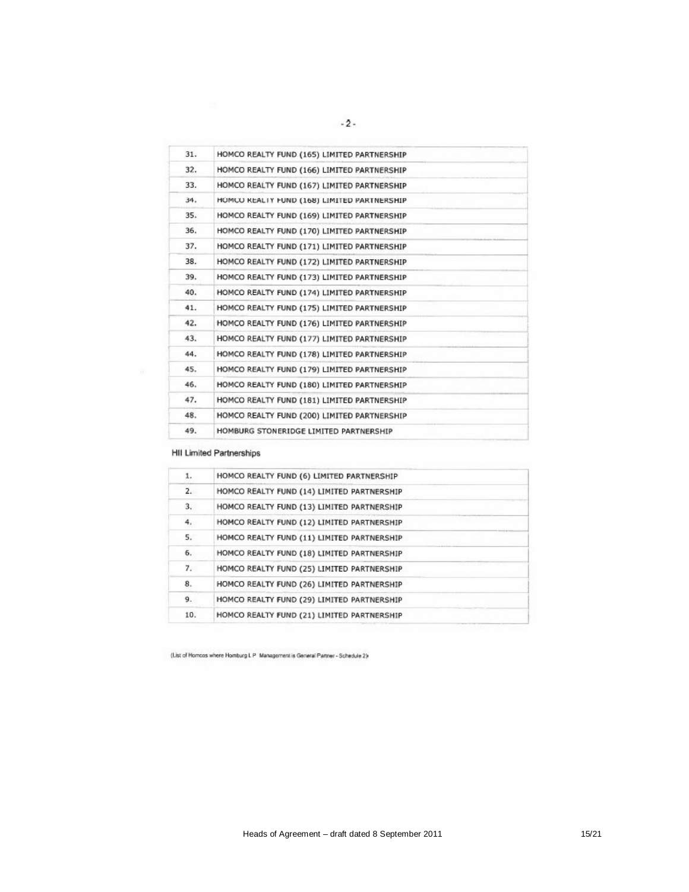- 2 -

| | |
|---|---|
| 31. | HOMCO REALTY FUND (165) LIMITED PARTNERSHIP |
| 32. | HOMCO REALTY FUND (166) LIMITED PARTNERSHIP |
| 33. | HOMCO REALTY FUND (167) LIMITED PARTNERSHIP |
| 34. | HOMCO REALTY FUND (168) LIMITED PARTNERSHIP |
| 35. | HOMCO REALTY FUND (169) LIMITED PARTNERSHIP |
| 36. | HOMCO REALTY FUND (170) LIMITED PARTNERSHIP |
| 37. | HOMCO REALTY FUND (171) LIMITED PARTNERSHIP |
| 38. | HOMCO REALTY FUND (172) LIMITED PARTNERSHIP |
| 39. | HOMCO REALTY FUND (173) LIMITED PARTNERSHIP |
| 40. | HOMCO REALTY FUND (174) LIMITED PARTNERSHIP |
| 41. | HOMCO REALTY FUND (175) LIMITED PARTNERSHIP |
| 42. | HOMCO REALTY FUND (176) LIMITED PARTNERSHIP |
| 43. | HOMCO REALTY FUND (177) LIMITED PARTNERSHIP |
| 44. | HOMCO REALTY FUND (178) LIMITED PARTNERSHIP |
| 45. | HOMCO REALTY FUND (179) LIMITED PARTNERSHIP |
| 46. | HOMCO REALTY FUND (180) LIMITED PARTNERSHIP |
| 47. | HOMCO REALTY FUND (181) LIMITED PARTNERSHIP |
| 48. | HOMCO REALTY FUND (200) LIMITED PARTNERSHIP |
| 49. | HOMBURG STONERIDGE LIMITED PARTNERSHIP |

HII Limited Partnerships

| | |
|---|---|
| 1. | HOMCO REALTY FUND (6) LIMITED PARTNERSHIP |
| 2. | HOMCO REALTY FUND (14) LIMITED PARTNERSHIP |
| 3. | HOMCO REALTY FUND (13) LIMITED PARTNERSHIP |
| 4. | HOMCO REALTY FUND (12) LIMITED PARTNERSHIP |
| 5. | HOMCO REALTY FUND (11) LIMITED PARTNERSHIP |
| 6. | HOMCO REALTY FUND (18) LIMITED PARTNERSHIP |
| 7. | HOMCO REALTY FUND (25) LIMITED PARTNERSHIP |
| 8. | HOMCO REALTY FUND (26) LIMITED PARTNERSHIP |
| 9. | HOMCO REALTY FUND (29) LIMITED PARTNERSHIP |
| 10. | HOMCO REALTY FUND (21) LIMITED PARTNERSHIP |

(List of Homcos where Homburg L.P. Management is General Partner - Schedule 2)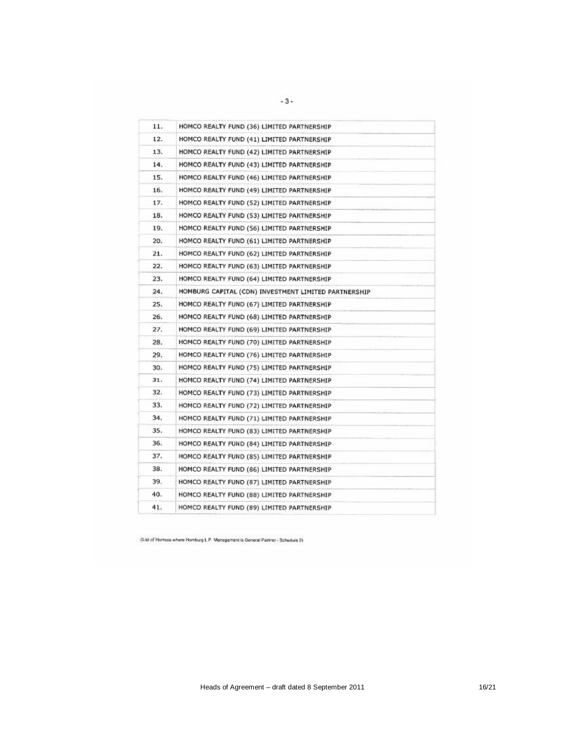| | |
|---|---|
| 11. | HOMCO REALTY FUND (36) LIMITED PARTNERSHIP |
| 12. | HOMCO REALTY FUND (41) LIMITED PARTNERSHIP |
| 13. | HOMCO REALTY FUND (42) LIMITED PARTNERSHIP |
| 14. | HOMCO REALTY FUND (43) LIMITED PARTNERSHIP |
| 15. | HOMCO REALTY FUND (46) LIMITED PARTNERSHIP |
| 16. | HOMCO REALTY FUND (49) LIMITED PARTNERSHIP |
| 17. | HOMCO REALTY FUND (52) LIMITED PARTNERSHIP |
| 18. | HOMCO REALTY FUND (53) LIMITED PARTNERSHIP |
| 19. | HOMCO REALTY FUND (56) LIMITED PARTNERSHIP |
| 20. | HOMCO REALTY FUND (61) LIMITED PARTNERSHIP |
| 21. | HOMCO REALTY FUND (62) LIMITED PARTNERSHIP |
| 22. | HOMCO REALTY FUND (63) LIMITED PARTNERSHIP |
| 23. | HOMCO REALTY FUND (64) LIMITED PARTNERSHIP |
| 24. | HOMBURG CAPITAL (CDN) INVESTMENT LIMITED PARTNERSHIP |
| 25. | HOMCO REALTY FUND (67) LIMITED PARTNERSHIP |
| 26. | HOMCO REALTY FUND (68) LIMITED PARTNERSHIP |
| 27. | HOMCO REALTY FUND (69) LIMITED PARTNERSHIP |
| 28. | HOMCO REALTY FUND (70) LIMITED PARTNERSHIP |
| 29. | HOMCO REALTY FUND (76) LIMITED PARTNERSHIP |
| 30. | HOMCO REALTY FUND (75) LIMITED PARTNERSHIP |
| 31. | HOMCO REALTY FUND (74) LIMITED PARTNERSHIP |
| 32. | HOMCO REALTY FUND (73) LIMITED PARTNERSHIP |
| 33. | HOMCO REALTY FUND (72) LIMITED PARTNERSHIP |
| 34. | HOMCO REALTY FUND (71) LIMITED PARTNERSHIP |
| 35. | HOMCO REALTY FUND (83) LIMITED PARTNERSHIP |
| 36. | HOMCO REALTY FUND (84) LIMITED PARTNERSHIP |
| 37. | HOMCO REALTY FUND (85) LIMITED PARTNERSHIP |
| 38. | HOMCO REALTY FUND (86) LIMITED PARTNERSHIP |
| 39. | HOMCO REALTY FUND (87) LIMITED PARTNERSHIP |
| 40. | HOMCO REALTY FUND (88) LIMITED PARTNERSHIP |
| 41. | HOMCO REALTY FUND (89) LIMITED PARTNERSHIP |

(List of Homcos where Homburg L.P. Management is General Partner - Schedule 2)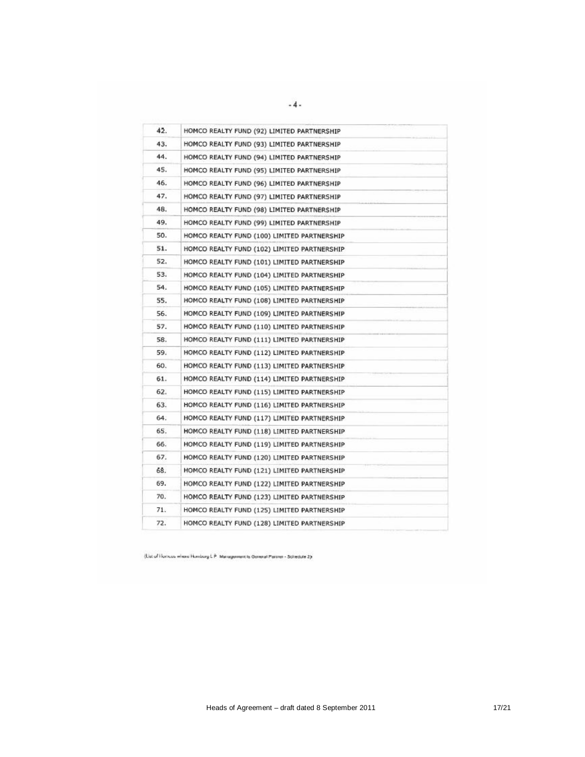| | |
|---|---|
| 42. | HOMCO REALTY FUND (92) LIMITED PARTNERSHIP |
| 43. | HOMCO REALTY FUND (93) LIMITED PARTNERSHIP |
| 44. | HOMCO REALTY FUND (94) LIMITED PARTNERSHIP |
| 45. | HOMCO REALTY FUND (95) LIMITED PARTNERSHIP |
| 46. | HOMCO REALTY FUND (96) LIMITED PARTNERSHIP |
| 47. | HOMCO REALTY FUND (97) LIMITED PARTNERSHIP |
| 48. | HOMCO REALTY FUND (98) LIMITED PARTNERSHIP |
| 49. | HOMCO REALTY FUND (99) LIMITED PARTNERSHIP |
| 50. | HOMCO REALTY FUND (100) LIMITED PARTNERSHIP |
| 51. | HOMCO REALTY FUND (102) LIMITED PARTNERSHIP |
| 52. | HOMCO REALTY FUND (101) LIMITED PARTNERSHIP |
| 53. | HOMCO REALTY FUND (104) LIMITED PARTNERSHIP |
| 54. | HOMCO REALTY FUND (105) LIMITED PARTNERSHIP |
| 55. | HOMCO REALTY FUND (108) LIMITED PARTNERSHIP |
| 56. | HOMCO REALTY FUND (109) LIMITED PARTNERSHIP |
| 57. | HOMCO REALTY FUND (110) LIMITED PARTNERSHIP |
| 58. | HOMCO REALTY FUND (111) LIMITED PARTNERSHIP |
| 59. | HOMCO REALTY FUND (112) LIMITED PARTNERSHIP |
| 60. | HOMCO REALTY FUND (113) LIMITED PARTNERSHIP |
| 61. | HOMCO REALTY FUND (114) LIMITED PARTNERSHIP |
| 62. | HOMCO REALTY FUND (115) LIMITED PARTNERSHIP |
| 63. | HOMCO REALTY FUND (116) LIMITED PARTNERSHIP |
| 64. | HOMCO REALTY FUND (117) LIMITED PARTNERSHIP |
| 65. | HOMCO REALTY FUND (118) LIMITED PARTNERSHIP |
| 66. | HOMCO REALTY FUND (119) LIMITED PARTNERSHIP |
| 67. | HOMCO REALTY FUND (120) LIMITED PARTNERSHIP |
| 68. | HOMCO REALTY FUND (121) LIMITED PARTNERSHIP |
| 69. | HOMCO REALTY FUND (122) LIMITED PARTNERSHIP |
| 70. | HOMCO REALTY FUND (123) LIMITED PARTNERSHIP |
| 71. | HOMCO REALTY FUND (125) LIMITED PARTNERSHIP |
| 72. | HOMCO REALTY FUND (128) LIMITED PARTNERSHIP |

(List of Homcos where Homburg L.P. Management is General Partner - Schedule 2)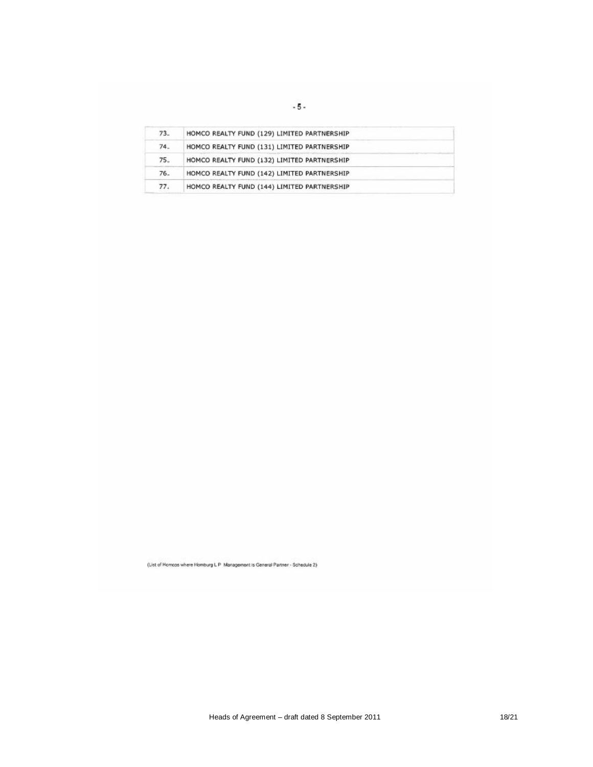| | |
|---|---|
| 73. | HOMCO REALTY FUND (129) LIMITED PARTNERSHIP |
| 74. | HOMCO REALTY FUND (131) LIMITED PARTNERSHIP |
| 75. | HOMCO REALTY FUND (132) LIMITED PARTNERSHIP |
| 76. | HOMCO REALTY FUND (142) LIMITED PARTNERSHIP |
| 77. | HOMCO REALTY FUND (144) LIMITED PARTNERSHIP |

(List of Homcos where Homburg L.P. Management is General Partner - Schedule 2)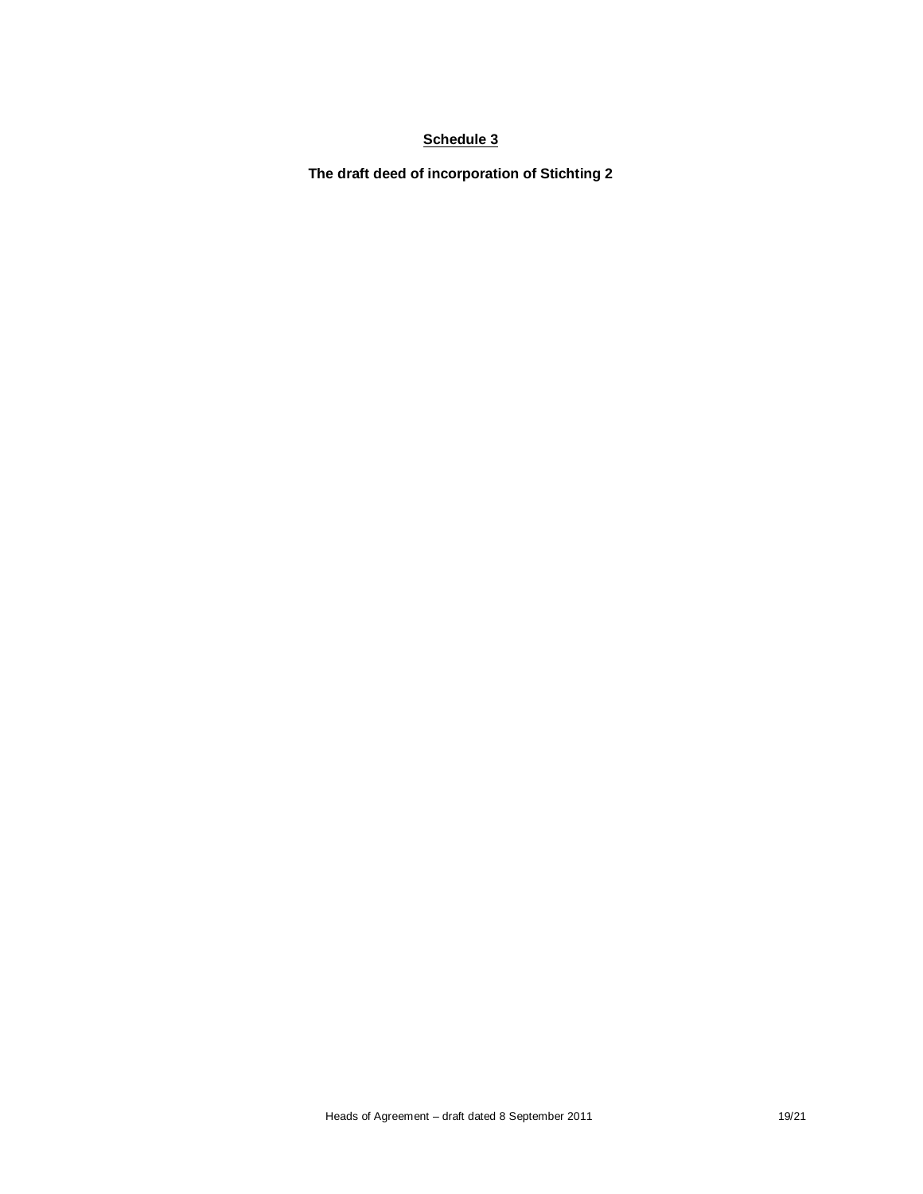**<u>Schedule 3</u>**

**The draft deed of incorporation of Stichting 2**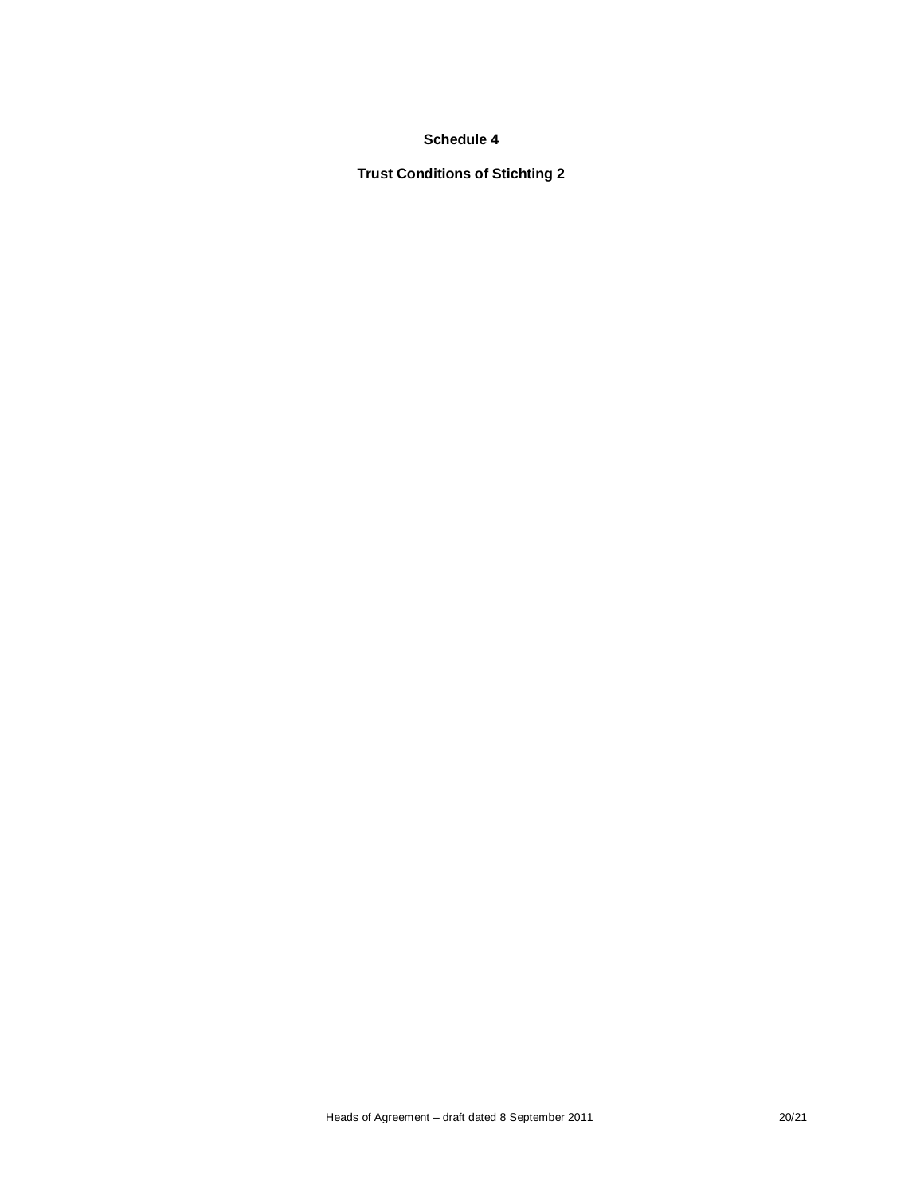**Schedule 4**

**Trust Conditions of Stichting 2**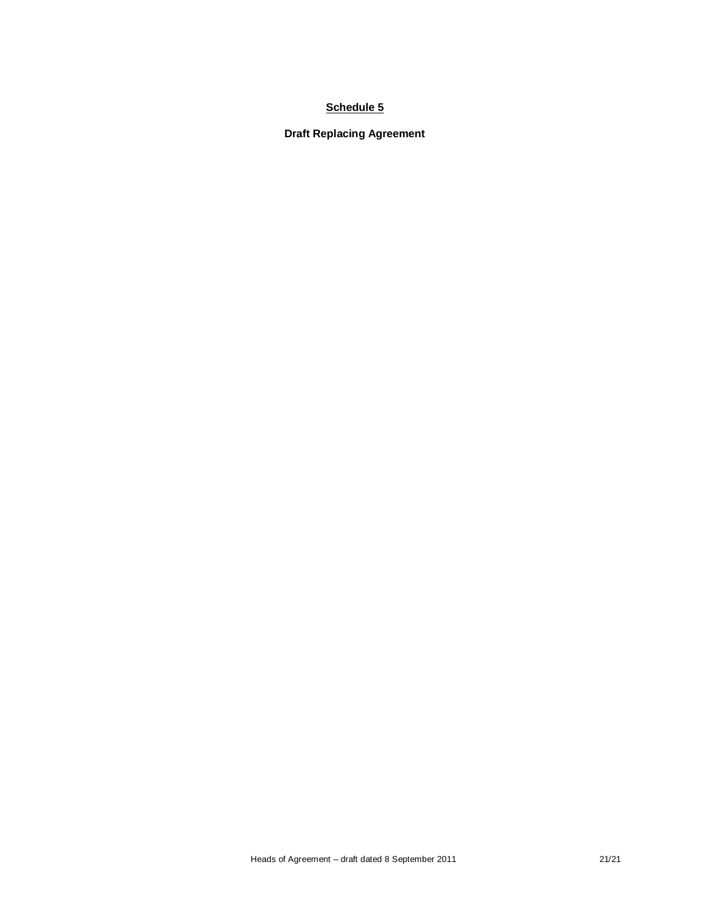**Schedule 5**

**Draft Replacing Agreement**